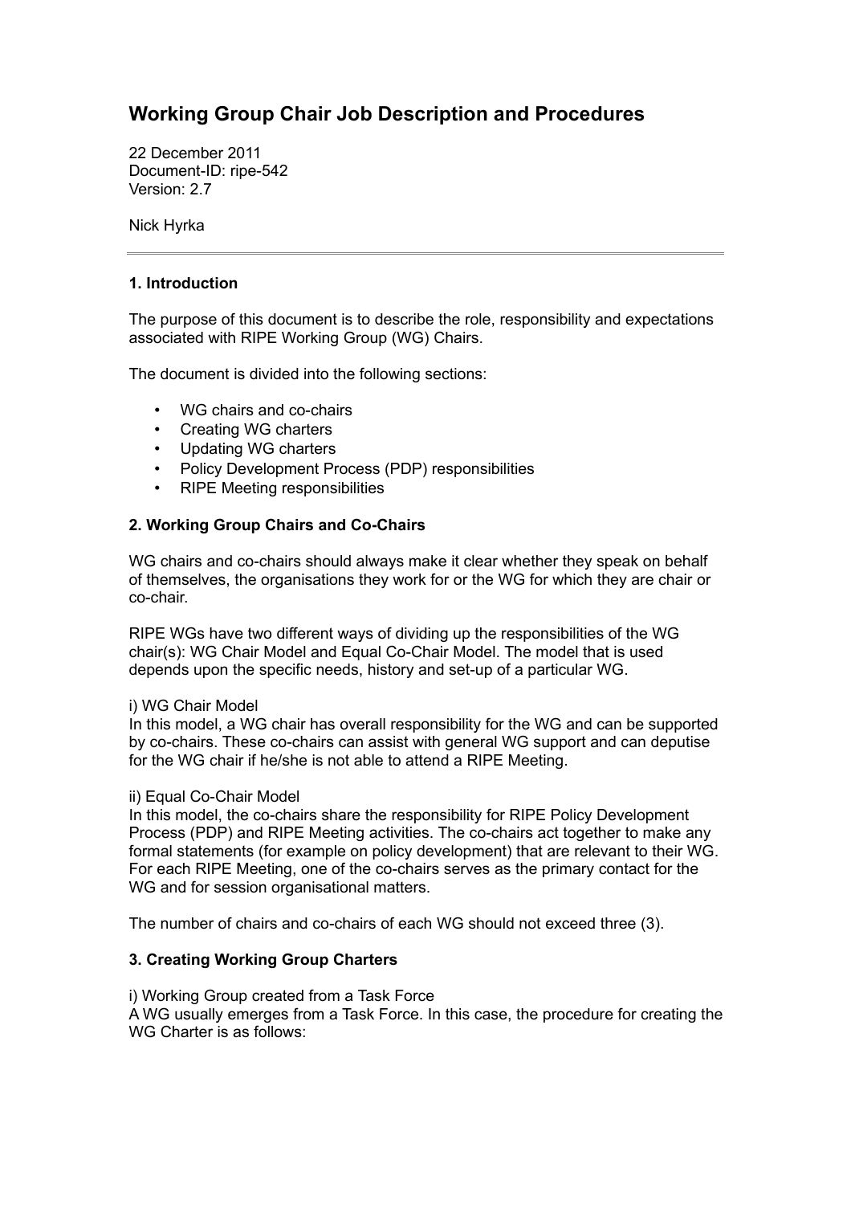# Working Group Chair Job Description and Procedures

22 December 2011
Document-ID: ripe-542
Version: 2.7

Nick Hyrka

---

### 1. Introduction

The purpose of this document is to describe the role, responsibility and expectations associated with RIPE Working Group (WG) Chairs.

The document is divided into the following sections:

- WG chairs and co-chairs
- Creating WG charters
- Updating WG charters
- Policy Development Process (PDP) responsibilities
- RIPE Meeting responsibilities

### 2. Working Group Chairs and Co-Chairs

WG chairs and co-chairs should always make it clear whether they speak on behalf of themselves, the organisations they work for or the WG for which they are chair or co-chair.

RIPE WGs have two different ways of dividing up the responsibilities of the WG chair(s): WG Chair Model and Equal Co-Chair Model. The model that is used depends upon the specific needs, history and set-up of a particular WG.

i) WG Chair Model
In this model, a WG chair has overall responsibility for the WG and can be supported by co-chairs. These co-chairs can assist with general WG support and can deputise for the WG chair if he/she is not able to attend a RIPE Meeting.

ii) Equal Co-Chair Model
In this model, the co-chairs share the responsibility for RIPE Policy Development Process (PDP) and RIPE Meeting activities. The co-chairs act together to make any formal statements (for example on policy development) that are relevant to their WG. For each RIPE Meeting, one of the co-chairs serves as the primary contact for the WG and for session organisational matters.

The number of chairs and co-chairs of each WG should not exceed three (3).

### 3. Creating Working Group Charters

i) Working Group created from a Task Force
A WG usually emerges from a Task Force. In this case, the procedure for creating the WG Charter is as follows: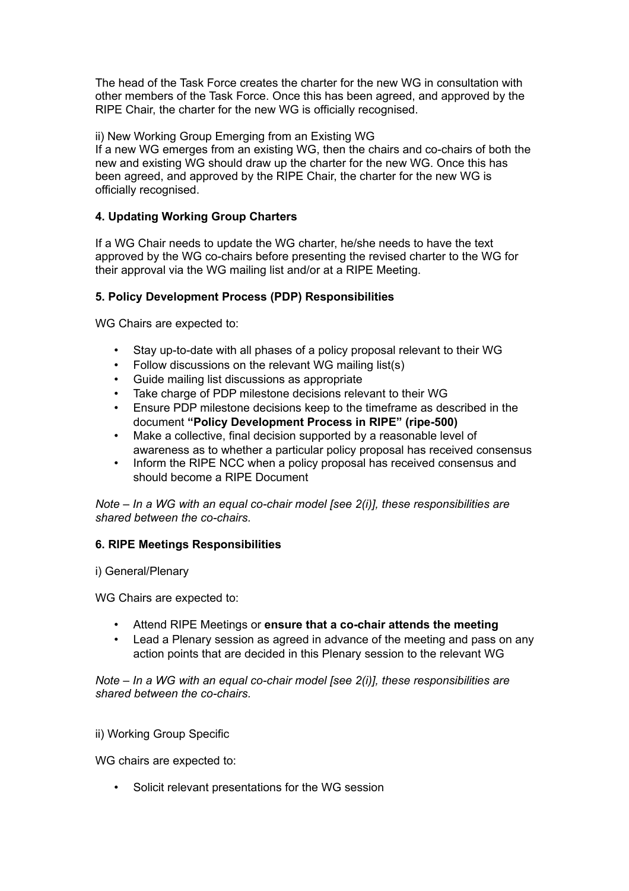The head of the Task Force creates the charter for the new WG in consultation with other members of the Task Force. Once this has been agreed, and approved by the RIPE Chair, the charter for the new WG is officially recognised.

ii) New Working Group Emerging from an Existing WG

If a new WG emerges from an existing WG, then the chairs and co-chairs of both the new and existing WG should draw up the charter for the new WG. Once this has been agreed, and approved by the RIPE Chair, the charter for the new WG is officially recognised.

**4. Updating Working Group Charters**

If a WG Chair needs to update the WG charter, he/she needs to have the text approved by the WG co-chairs before presenting the revised charter to the WG for their approval via the WG mailing list and/or at a RIPE Meeting.

**5. Policy Development Process (PDP) Responsibilities**

WG Chairs are expected to:

- Stay up-to-date with all phases of a policy proposal relevant to their WG
- Follow discussions on the relevant WG mailing list(s)
- Guide mailing list discussions as appropriate
- Take charge of PDP milestone decisions relevant to their WG
- Ensure PDP milestone decisions keep to the timeframe as described in the document **"Policy Development Process in RIPE" (ripe-500)**
- Make a collective, final decision supported by a reasonable level of awareness as to whether a particular policy proposal has received consensus
- Inform the RIPE NCC when a policy proposal has received consensus and should become a RIPE Document

*Note – In a WG with an equal co-chair model [see 2(i)], these responsibilities are shared between the co-chairs.*

**6. RIPE Meetings Responsibilities**

i) General/Plenary

WG Chairs are expected to:

- Attend RIPE Meetings or **ensure that a co-chair attends the meeting**
- Lead a Plenary session as agreed in advance of the meeting and pass on any action points that are decided in this Plenary session to the relevant WG

*Note – In a WG with an equal co-chair model [see 2(i)], these responsibilities are shared between the co-chairs.*

ii) Working Group Specific

WG chairs are expected to:

- Solicit relevant presentations for the WG session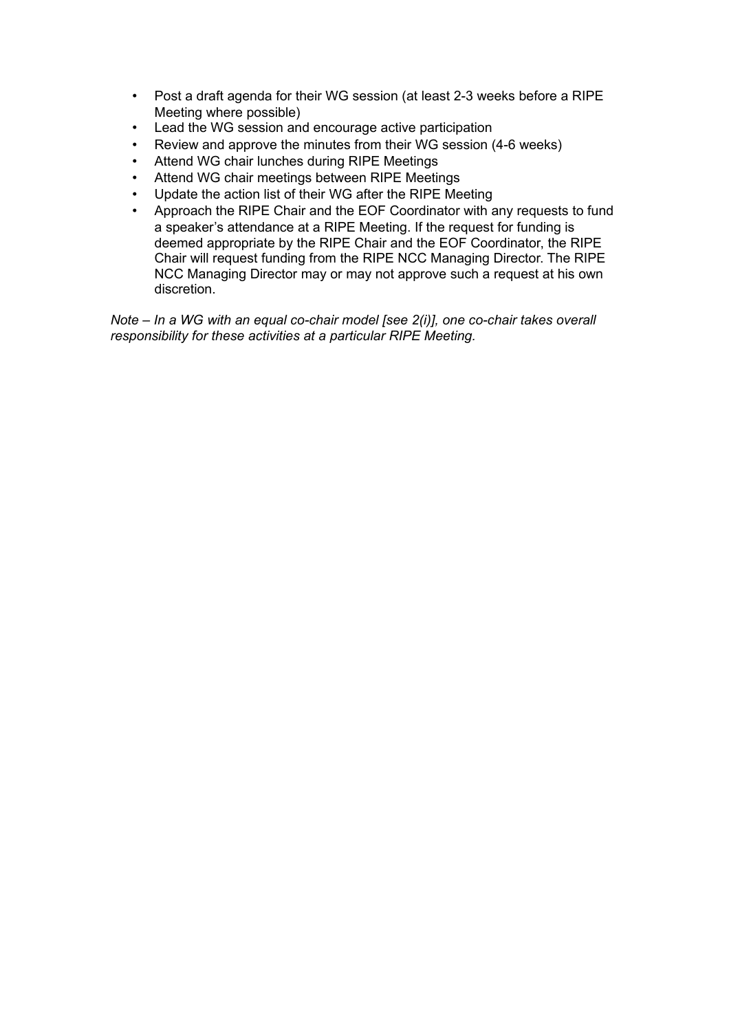- Post a draft agenda for their WG session (at least 2-3 weeks before a RIPE Meeting where possible)
- Lead the WG session and encourage active participation
- Review and approve the minutes from their WG session (4-6 weeks)
- Attend WG chair lunches during RIPE Meetings
- Attend WG chair meetings between RIPE Meetings
- Update the action list of their WG after the RIPE Meeting
- Approach the RIPE Chair and the EOF Coordinator with any requests to fund a speaker's attendance at a RIPE Meeting. If the request for funding is deemed appropriate by the RIPE Chair and the EOF Coordinator, the RIPE Chair will request funding from the RIPE NCC Managing Director. The RIPE NCC Managing Director may or may not approve such a request at his own discretion.

*Note – In a WG with an equal co-chair model [see 2(i)], one co-chair takes overall responsibility for these activities at a particular RIPE Meeting.*